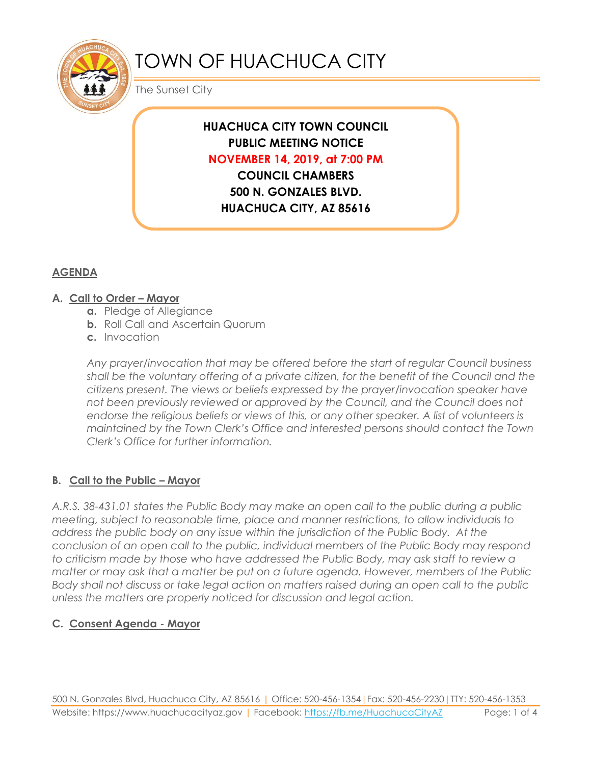# TOWN OF HUACHUCA CITY

The Sunset City

**HUACHUCA CITY TOWN COUNCIL**
**PUBLIC MEETING NOTICE**
**NOVEMBER 14, 2019, at 7:00 PM**
**COUNCIL CHAMBERS**
**500 N. GONZALES BLVD.**
**HUACHUCA CITY, AZ 85616**

## AGENDA

### A. Call to Order – Mayor

- **a.** Pledge of Allegiance
- **b.** Roll Call and Ascertain Quorum
- **c.** Invocation

*Any prayer/invocation that may be offered before the start of regular Council business shall be the voluntary offering of a private citizen, for the benefit of the Council and the citizens present. The views or beliefs expressed by the prayer/invocation speaker have not been previously reviewed or approved by the Council, and the Council does not endorse the religious beliefs or views of this, or any other speaker. A list of volunteers is maintained by the Town Clerk's Office and interested persons should contact the Town Clerk's Office for further information.*

### B. Call to the Public – Mayor

*A.R.S. 38-431.01 states the Public Body may make an open call to the public during a public meeting, subject to reasonable time, place and manner restrictions, to allow individuals to address the public body on any issue within the jurisdiction of the Public Body. At the conclusion of an open call to the public, individual members of the Public Body may respond to criticism made by those who have addressed the Public Body, may ask staff to review a matter or may ask that a matter be put on a future agenda. However, members of the Public Body shall not discuss or take legal action on matters raised during an open call to the public unless the matters are properly noticed for discussion and legal action.*

### C. Consent Agenda - Mayor

500 N. Gonzales Blvd, Huachuca City, AZ 85616 | Office: 520-456-1354 | Fax: 520-456-2230 | TTY: 520-456-1353
Website: https://www.huachucacityaz.gov | Facebook: https://fb.me/HuachucaCityAZ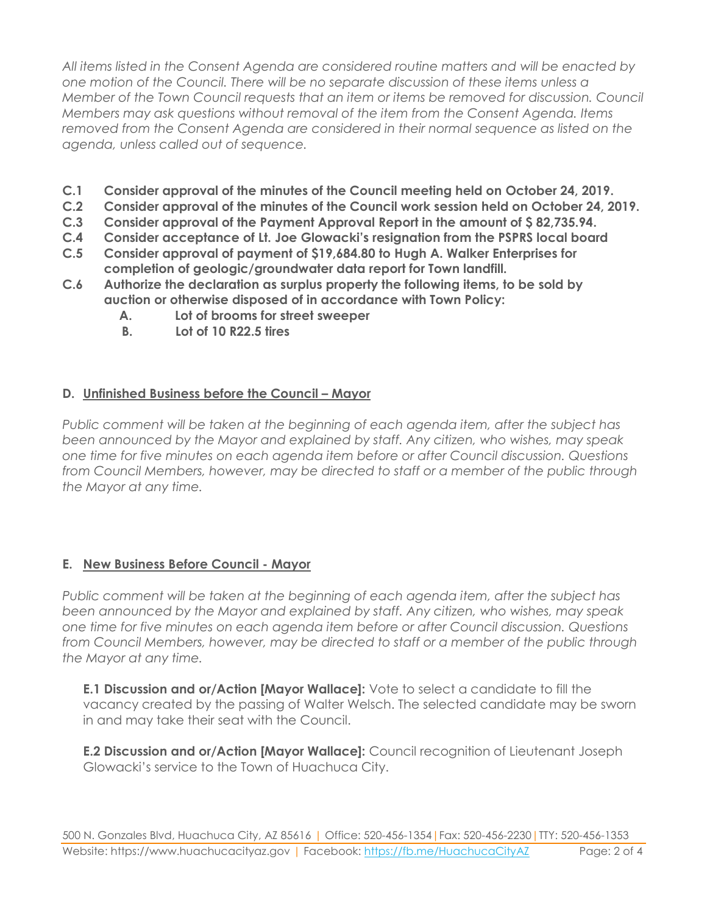*All items listed in the Consent Agenda are considered routine matters and will be enacted by one motion of the Council. There will be no separate discussion of these items unless a Member of the Town Council requests that an item or items be removed for discussion. Council Members may ask questions without removal of the item from the Consent Agenda. Items removed from the Consent Agenda are considered in their normal sequence as listed on the agenda, unless called out of sequence.*

**C.1 Consider approval of the minutes of the Council meeting held on October 24, 2019.**

**C.2 Consider approval of the minutes of the Council work session held on October 24, 2019.**

**C.3 Consider approval of the Payment Approval Report in the amount of $ 82,735.94.**

**C.4 Consider acceptance of Lt. Joe Glowacki's resignation from the PSPRS local board**

**C.5 Consider approval of payment of $19,684.80 to Hugh A. Walker Enterprises for completion of geologic/groundwater data report for Town landfill.**

**C.6 Authorize the declaration as surplus property the following items, to be sold by auction or otherwise disposed of in accordance with Town Policy:**

- **A. Lot of brooms for street sweeper**
- **B. Lot of 10 R22.5 tires**

## D. Unfinished Business before the Council – Mayor

*Public comment will be taken at the beginning of each agenda item, after the subject has been announced by the Mayor and explained by staff. Any citizen, who wishes, may speak one time for five minutes on each agenda item before or after Council discussion. Questions from Council Members, however, may be directed to staff or a member of the public through the Mayor at any time.*

## E. New Business Before Council - Mayor

*Public comment will be taken at the beginning of each agenda item, after the subject has been announced by the Mayor and explained by staff. Any citizen, who wishes, may speak one time for five minutes on each agenda item before or after Council discussion. Questions from Council Members, however, may be directed to staff or a member of the public through the Mayor at any time.*

**E.1 Discussion and or/Action [Mayor Wallace]:** Vote to select a candidate to fill the vacancy created by the passing of Walter Welsch. The selected candidate may be sworn in and may take their seat with the Council.

**E.2 Discussion and or/Action [Mayor Wallace]:** Council recognition of Lieutenant Joseph Glowacki's service to the Town of Huachuca City.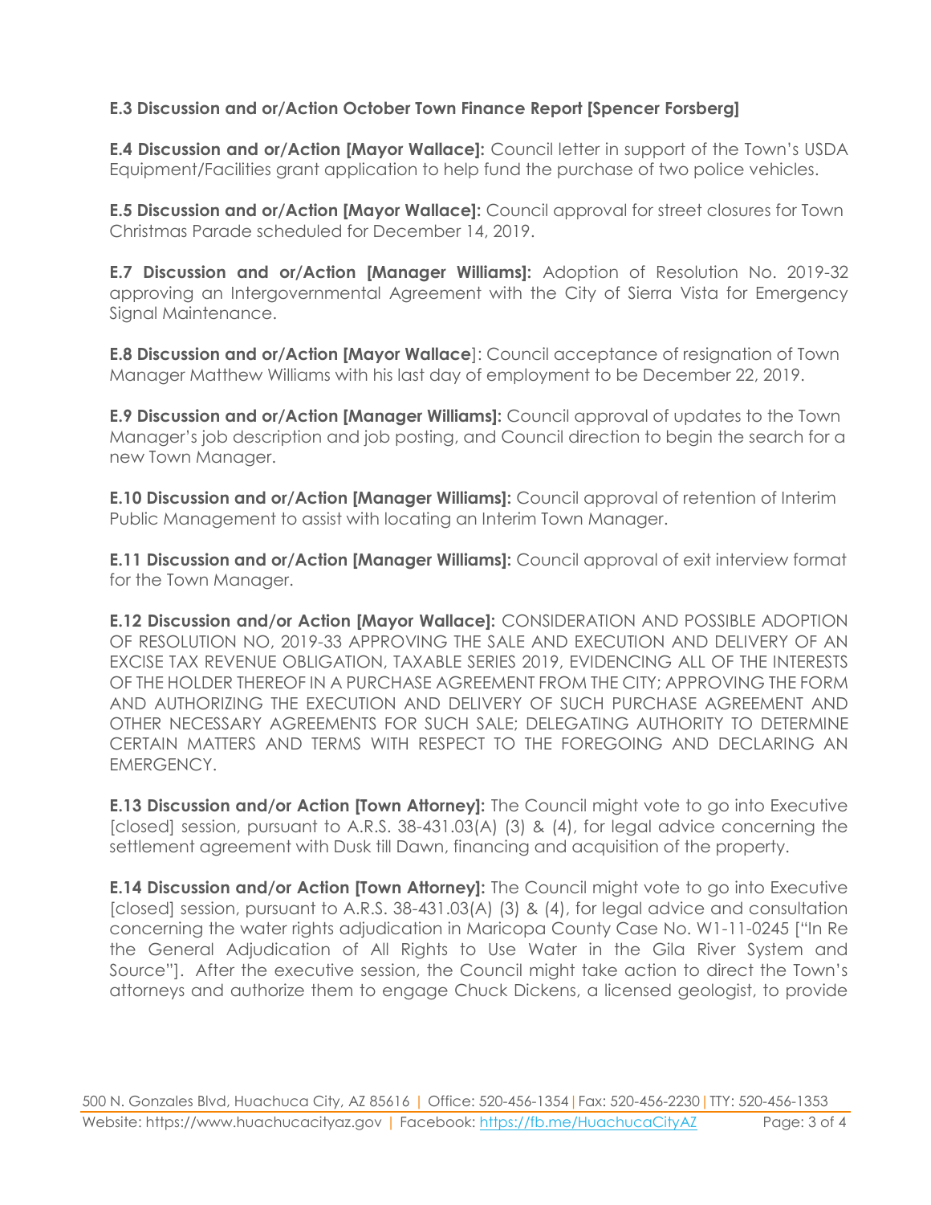**E.3 Discussion and or/Action October Town Finance Report [Spencer Forsberg]**

**E.4 Discussion and or/Action [Mayor Wallace]:** Council letter in support of the Town's USDA Equipment/Facilities grant application to help fund the purchase of two police vehicles.

**E.5 Discussion and or/Action [Mayor Wallace]:** Council approval for street closures for Town Christmas Parade scheduled for December 14, 2019.

**E.7 Discussion and or/Action [Manager Williams]:** Adoption of Resolution No. 2019-32 approving an Intergovernmental Agreement with the City of Sierra Vista for Emergency Signal Maintenance.

**E.8 Discussion and or/Action [Mayor Wallace**]: Council acceptance of resignation of Town Manager Matthew Williams with his last day of employment to be December 22, 2019.

**E.9 Discussion and or/Action [Manager Williams]:** Council approval of updates to the Town Manager's job description and job posting, and Council direction to begin the search for a new Town Manager.

**E.10 Discussion and or/Action [Manager Williams]:** Council approval of retention of Interim Public Management to assist with locating an Interim Town Manager.

**E.11 Discussion and or/Action [Manager Williams]:** Council approval of exit interview format for the Town Manager.

**E.12 Discussion and/or Action [Mayor Wallace]:** CONSIDERATION AND POSSIBLE ADOPTION OF RESOLUTION NO, 2019-33 APPROVING THE SALE AND EXECUTION AND DELIVERY OF AN EXCISE TAX REVENUE OBLIGATION, TAXABLE SERIES 2019, EVIDENCING ALL OF THE INTERESTS OF THE HOLDER THEREOF IN A PURCHASE AGREEMENT FROM THE CITY; APPROVING THE FORM AND AUTHORIZING THE EXECUTION AND DELIVERY OF SUCH PURCHASE AGREEMENT AND OTHER NECESSARY AGREEMENTS FOR SUCH SALE; DELEGATING AUTHORITY TO DETERMINE CERTAIN MATTERS AND TERMS WITH RESPECT TO THE FOREGOING AND DECLARING AN EMERGENCY.

**E.13 Discussion and/or Action [Town Attorney]:** The Council might vote to go into Executive [closed] session, pursuant to A.R.S. 38-431.03(A) (3) & (4), for legal advice concerning the settlement agreement with Dusk till Dawn, financing and acquisition of the property.

**E.14 Discussion and/or Action [Town Attorney]:** The Council might vote to go into Executive [closed] session, pursuant to A.R.S. 38-431.03(A) (3) & (4), for legal advice and consultation concerning the water rights adjudication in Maricopa County Case No. W1-11-0245 ["In Re the General Adjudication of All Rights to Use Water in the Gila River System and Source"]. After the executive session, the Council might take action to direct the Town's attorneys and authorize them to engage Chuck Dickens, a licensed geologist, to provide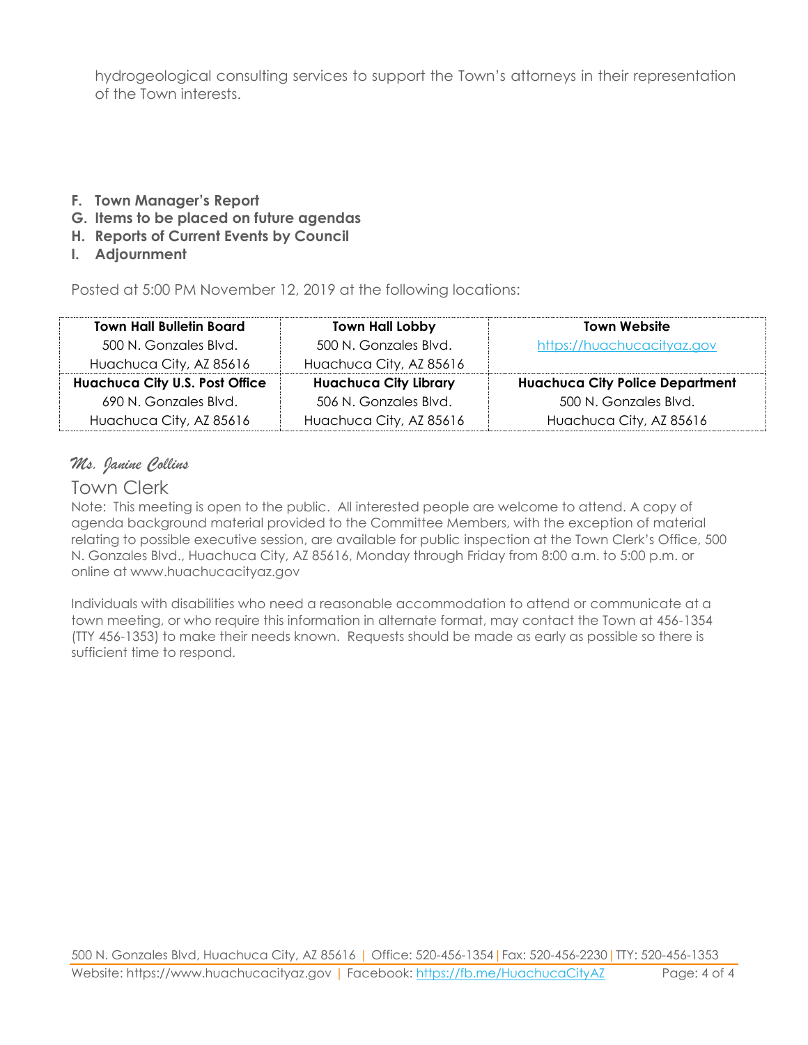hydrogeological consulting services to support the Town's attorneys in their representation of the Town interests.

- **F. Town Manager's Report**
- **G. Items to be placed on future agendas**
- **H. Reports of Current Events by Council**
- **I. Adjournment**

Posted at 5:00 PM November 12, 2019 at the following locations:

| | | |
|---|---|---|
| **Town Hall Bulletin Board**<br>500 N. Gonzales Blvd.<br>Huachuca City, AZ 85616 | **Town Hall Lobby**<br>500 N. Gonzales Blvd.<br>Huachuca City, AZ 85616 | **Town Website**<br>https://huachucacityaz.gov |
| **Huachuca City U.S. Post Office**<br>690 N. Gonzales Blvd.<br>Huachuca City, AZ 85616 | **Huachuca City Library**<br>506 N. Gonzales Blvd.<br>Huachuca City, AZ 85616 | **Huachuca City Police Department**<br>500 N. Gonzales Blvd.<br>Huachuca City, AZ 85616 |

*Ms. Janine Collins*

Town Clerk

Note: This meeting is open to the public. All interested people are welcome to attend. A copy of agenda background material provided to the Committee Members, with the exception of material relating to possible executive session, are available for public inspection at the Town Clerk's Office, 500 N. Gonzales Blvd., Huachuca City, AZ 85616, Monday through Friday from 8:00 a.m. to 5:00 p.m. or online at www.huachucacityaz.gov

Individuals with disabilities who need a reasonable accommodation to attend or communicate at a town meeting, or who require this information in alternate format, may contact the Town at 456-1354 (TTY 456-1353) to make their needs known. Requests should be made as early as possible so there is sufficient time to respond.